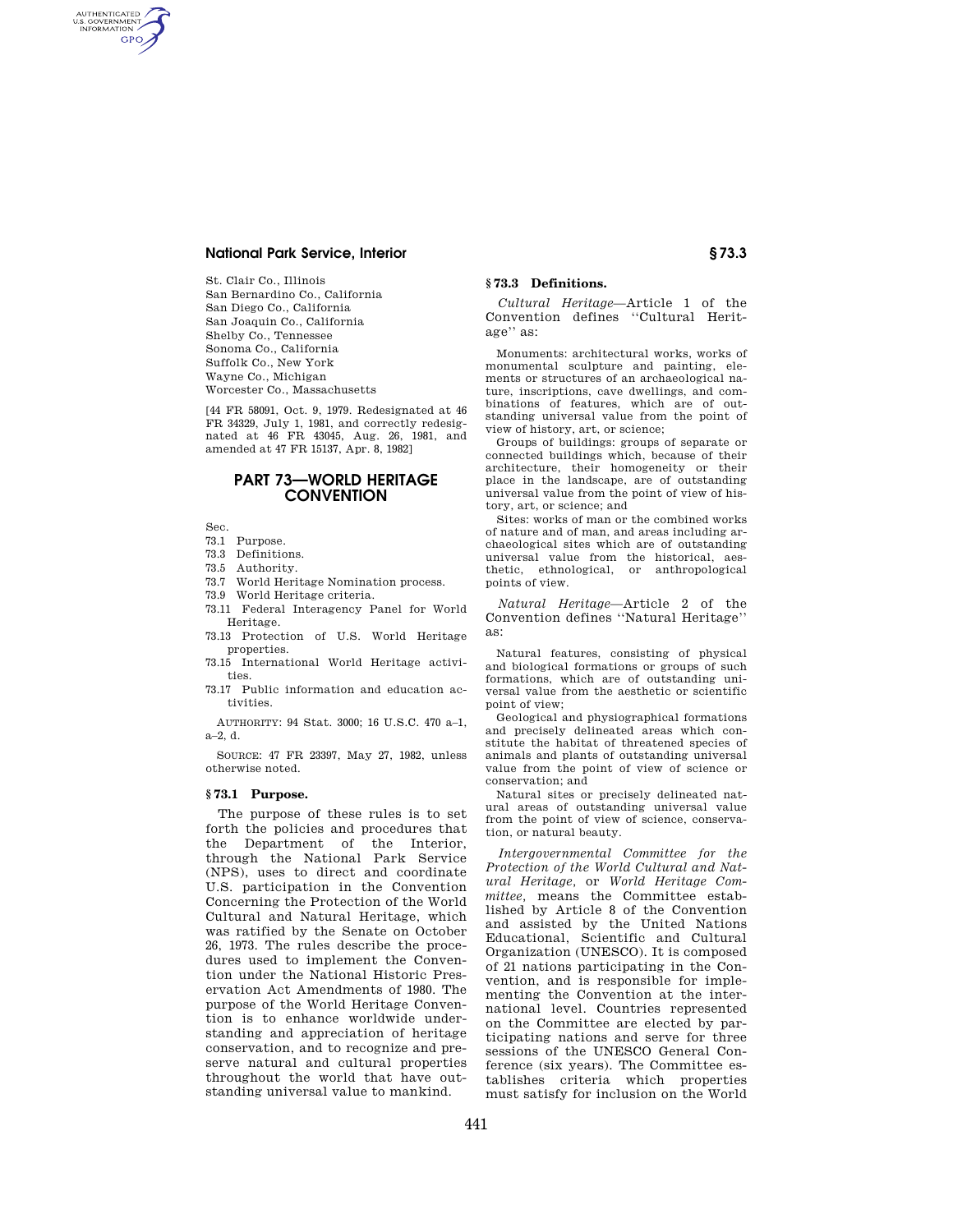St. Clair Co., Illinois
San Bernardino Co., California
San Diego Co., California
San Joaquin Co., California
Shelby Co., Tennessee
Sonoma Co., California
Suffolk Co., New York
Wayne Co., Michigan
Worcester Co., Massachusetts

[44 FR 58091, Oct. 9, 1979. Redesignated at 46 FR 34329, July 1, 1981, and correctly redesignated at 46 FR 43045, Aug. 26, 1981, and amended at 47 FR 15137, Apr. 8, 1982]

## PART 73—WORLD HERITAGE CONVENTION

Sec.
73.1 Purpose.
73.3 Definitions.
73.5 Authority.
73.7 World Heritage Nomination process.
73.9 World Heritage criteria.
73.11 Federal Interagency Panel for World Heritage.
73.13 Protection of U.S. World Heritage properties.
73.15 International World Heritage activities.
73.17 Public information and education activities.

AUTHORITY: 94 Stat. 3000; 16 U.S.C. 470 a–1, a–2, d.

SOURCE: 47 FR 23397, May 27, 1982, unless otherwise noted.

### § 73.1 Purpose.

The purpose of these rules is to set forth the policies and procedures that the Department of the Interior, through the National Park Service (NPS), uses to direct and coordinate U.S. participation in the Convention Concerning the Protection of the World Cultural and Natural Heritage, which was ratified by the Senate on October 26, 1973. The rules describe the procedures used to implement the Convention under the National Historic Preservation Act Amendments of 1980. The purpose of the World Heritage Convention is to enhance worldwide understanding and appreciation of heritage conservation, and to recognize and preserve natural and cultural properties throughout the world that have outstanding universal value to mankind.

### § 73.3 Definitions.

*Cultural Heritage*—Article 1 of the Convention defines ''Cultural Heritage'' as:

> Monuments: architectural works, works of monumental sculpture and painting, elements or structures of an archaeological nature, inscriptions, cave dwellings, and combinations of features, which are of outstanding universal value from the point of view of history, art, or science;
>
> Groups of buildings: groups of separate or connected buildings which, because of their architecture, their homogeneity or their place in the landscape, are of outstanding universal value from the point of view of history, art, or science; and
>
> Sites: works of man or the combined works of nature and of man, and areas including archaeological sites which are of outstanding universal value from the historical, aesthetic, ethnological, or anthropological points of view.

*Natural Heritage*—Article 2 of the Convention defines ''Natural Heritage'' as:

> Natural features, consisting of physical and biological formations or groups of such formations, which are of outstanding universal value from the aesthetic or scientific point of view;
>
> Geological and physiographical formations and precisely delineated areas which constitute the habitat of threatened species of animals and plants of outstanding universal value from the point of view of science or conservation; and
>
> Natural sites or precisely delineated natural areas of outstanding universal value from the point of view of science, conservation, or natural beauty.

*Intergovernmental Committee for the Protection of the World Cultural and Natural Heritage*, or *World Heritage Committee*, means the Committee established by Article 8 of the Convention and assisted by the United Nations Educational, Scientific and Cultural Organization (UNESCO). It is composed of 21 nations participating in the Convention, and is responsible for implementing the Convention at the international level. Countries represented on the Committee are elected by participating nations and serve for three sessions of the UNESCO General Conference (six years). The Committee establishes criteria which properties must satisfy for inclusion on the World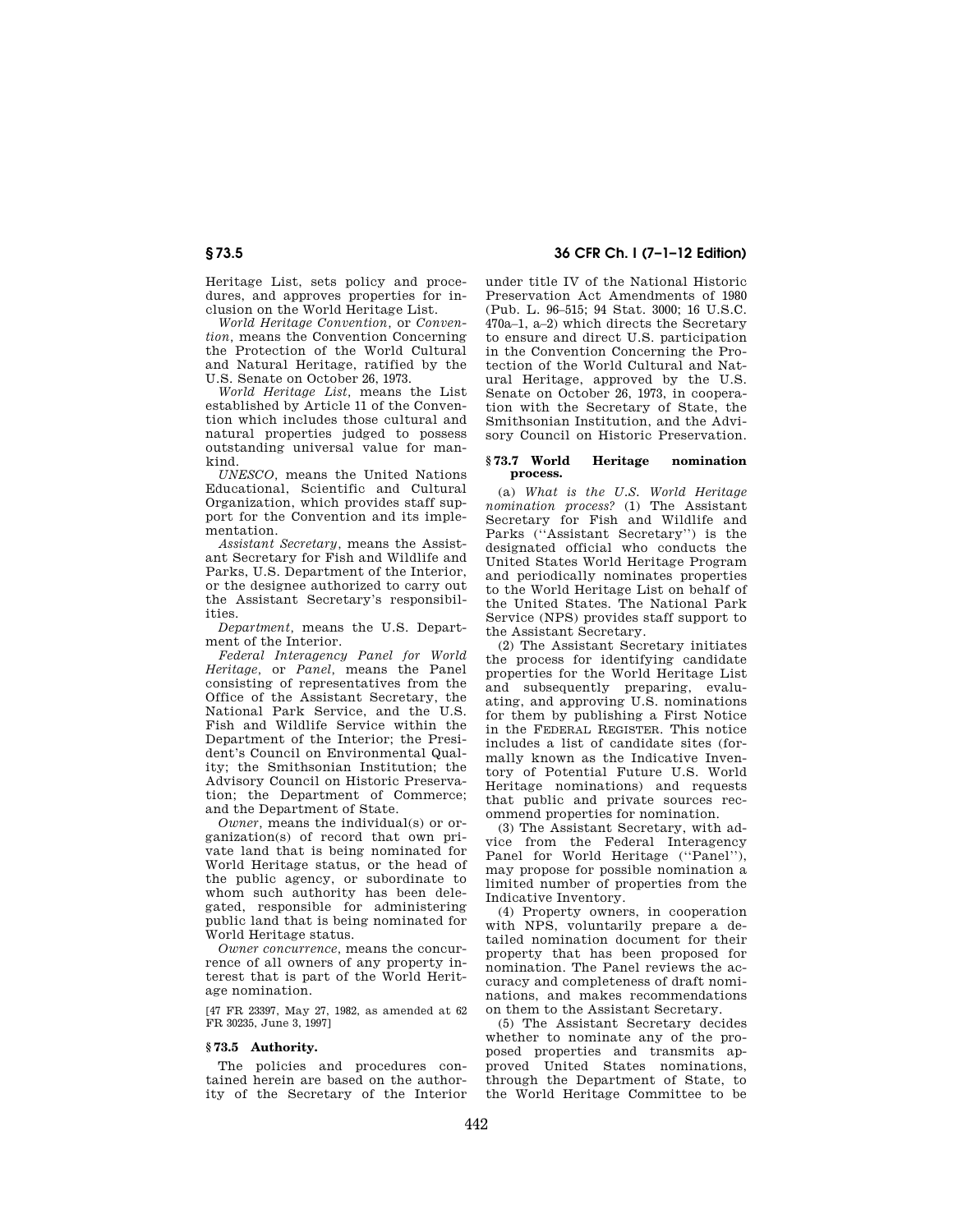Heritage List, sets policy and procedures, and approves properties for inclusion on the World Heritage List.

*World Heritage Convention,* or *Convention,* means the Convention Concerning the Protection of the World Cultural and Natural Heritage, ratified by the U.S. Senate on October 26, 1973.

*World Heritage List,* means the List established by Article 11 of the Convention which includes those cultural and natural properties judged to possess outstanding universal value for mankind.

*UNESCO,* means the United Nations Educational, Scientific and Cultural Organization, which provides staff support for the Convention and its implementation.

*Assistant Secretary,* means the Assistant Secretary for Fish and Wildlife and Parks, U.S. Department of the Interior, or the designee authorized to carry out the Assistant Secretary's responsibilities.

*Department,* means the U.S. Department of the Interior.

*Federal Interagency Panel for World Heritage,* or *Panel,* means the Panel consisting of representatives from the Office of the Assistant Secretary, the National Park Service, and the U.S. Fish and Wildlife Service within the Department of the Interior; the President's Council on Environmental Quality; the Smithsonian Institution; the Advisory Council on Historic Preservation; the Department of Commerce; and the Department of State.

*Owner,* means the individual(s) or organization(s) of record that own private land that is being nominated for World Heritage status, or the head of the public agency, or subordinate to whom such authority has been delegated, responsible for administering public land that is being nominated for World Heritage status.

*Owner concurrence,* means the concurrence of all owners of any property interest that is part of the World Heritage nomination.

[47 FR 23397, May 27, 1982, as amended at 62 FR 30235, June 3, 1997]

## § 73.5 Authority.

The policies and procedures contained herein are based on the authority of the Secretary of the Interior under title IV of the National Historic Preservation Act Amendments of 1980 (Pub. L. 96–515; 94 Stat. 3000; 16 U.S.C. 470a–1, a–2) which directs the Secretary to ensure and direct U.S. participation in the Convention Concerning the Protection of the World Cultural and Natural Heritage, approved by the U.S. Senate on October 26, 1973, in cooperation with the Secretary of State, the Smithsonian Institution, and the Advisory Council on Historic Preservation.

## § 73.7 World Heritage nomination process.

(a) *What is the U.S. World Heritage nomination process?* (1) The Assistant Secretary for Fish and Wildlife and Parks ("Assistant Secretary") is the designated official who conducts the United States World Heritage Program and periodically nominates properties to the World Heritage List on behalf of the United States. The National Park Service (NPS) provides staff support to the Assistant Secretary.

(2) The Assistant Secretary initiates the process for identifying candidate properties for the World Heritage List and subsequently preparing, evaluating, and approving U.S. nominations for them by publishing a First Notice in the FEDERAL REGISTER. This notice includes a list of candidate sites (formally known as the Indicative Inventory of Potential Future U.S. World Heritage nominations) and requests that public and private sources recommend properties for nomination.

(3) The Assistant Secretary, with advice from the Federal Interagency Panel for World Heritage ("Panel"), may propose for possible nomination a limited number of properties from the Indicative Inventory.

(4) Property owners, in cooperation with NPS, voluntarily prepare a detailed nomination document for their property that has been proposed for nomination. The Panel reviews the accuracy and completeness of draft nominations, and makes recommendations on them to the Assistant Secretary.

(5) The Assistant Secretary decides whether to nominate any of the proposed properties and transmits approved United States nominations, through the Department of State, to the World Heritage Committee to be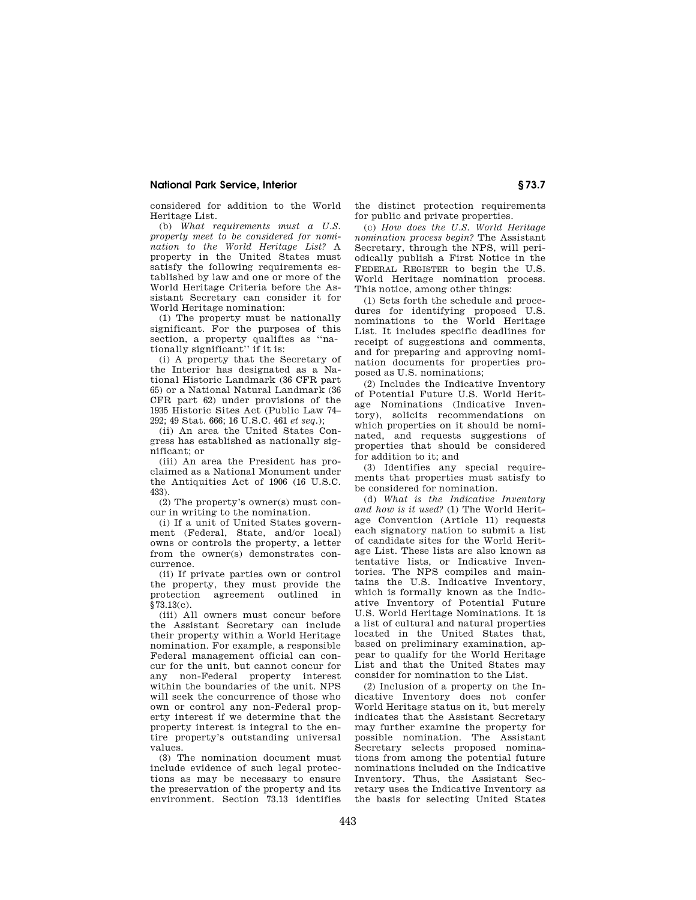considered for addition to the World Heritage List.

(b) *What requirements must a U.S. property meet to be considered for nomination to the World Heritage List?* A property in the United States must satisfy the following requirements established by law and one or more of the World Heritage Criteria before the Assistant Secretary can consider it for World Heritage nomination:

(1) The property must be nationally significant. For the purposes of this section, a property qualifies as ''nationally significant'' if it is:

(i) A property that the Secretary of the Interior has designated as a National Historic Landmark (36 CFR part 65) or a National Natural Landmark (36 CFR part 62) under provisions of the 1935 Historic Sites Act (Public Law 74–292; 49 Stat. 666; 16 U.S.C. 461 *et seq.*);

(ii) An area the United States Congress has established as nationally significant; or

(iii) An area the President has proclaimed as a National Monument under the Antiquities Act of 1906 (16 U.S.C. 433).

(2) The property's owner(s) must concur in writing to the nomination.

(i) If a unit of United States government (Federal, State, and/or local) owns or controls the property, a letter from the owner(s) demonstrates concurrence.

(ii) If private parties own or control the property, they must provide the protection agreement outlined in §73.13(c).

(iii) All owners must concur before the Assistant Secretary can include their property within a World Heritage nomination. For example, a responsible Federal management official can concur for the unit, but cannot concur for any non-Federal property interest within the boundaries of the unit. NPS will seek the concurrence of those who own or control any non-Federal property interest if we determine that the property interest is integral to the entire property's outstanding universal values.

(3) The nomination document must include evidence of such legal protections as may be necessary to ensure the preservation of the property and its environment. Section 73.13 identifies the distinct protection requirements for public and private properties.

(c) *How does the U.S. World Heritage nomination process begin?* The Assistant Secretary, through the NPS, will periodically publish a First Notice in the FEDERAL REGISTER to begin the U.S. World Heritage nomination process. This notice, among other things:

(1) Sets forth the schedule and procedures for identifying proposed U.S. nominations to the World Heritage List. It includes specific deadlines for receipt of suggestions and comments, and for preparing and approving nomination documents for properties proposed as U.S. nominations;

(2) Includes the Indicative Inventory of Potential Future U.S. World Heritage Nominations (Indicative Inventory), solicits recommendations on which properties on it should be nominated, and requests suggestions of properties that should be considered for addition to it; and

(3) Identifies any special requirements that properties must satisfy to be considered for nomination.

(d) *What is the Indicative Inventory and how is it used?* (1) The World Heritage Convention (Article 11) requests each signatory nation to submit a list of candidate sites for the World Heritage List. These lists are also known as tentative lists, or Indicative Inventories. The NPS compiles and maintains the U.S. Indicative Inventory, which is formally known as the Indicative Inventory of Potential Future U.S. World Heritage Nominations. It is a list of cultural and natural properties located in the United States that, based on preliminary examination, appear to qualify for the World Heritage List and that the United States may consider for nomination to the List.

(2) Inclusion of a property on the Indicative Inventory does not confer World Heritage status on it, but merely indicates that the Assistant Secretary may further examine the property for possible nomination. The Assistant Secretary selects proposed nominations from among the potential future nominations included on the Indicative Inventory. Thus, the Assistant Secretary uses the Indicative Inventory as the basis for selecting United States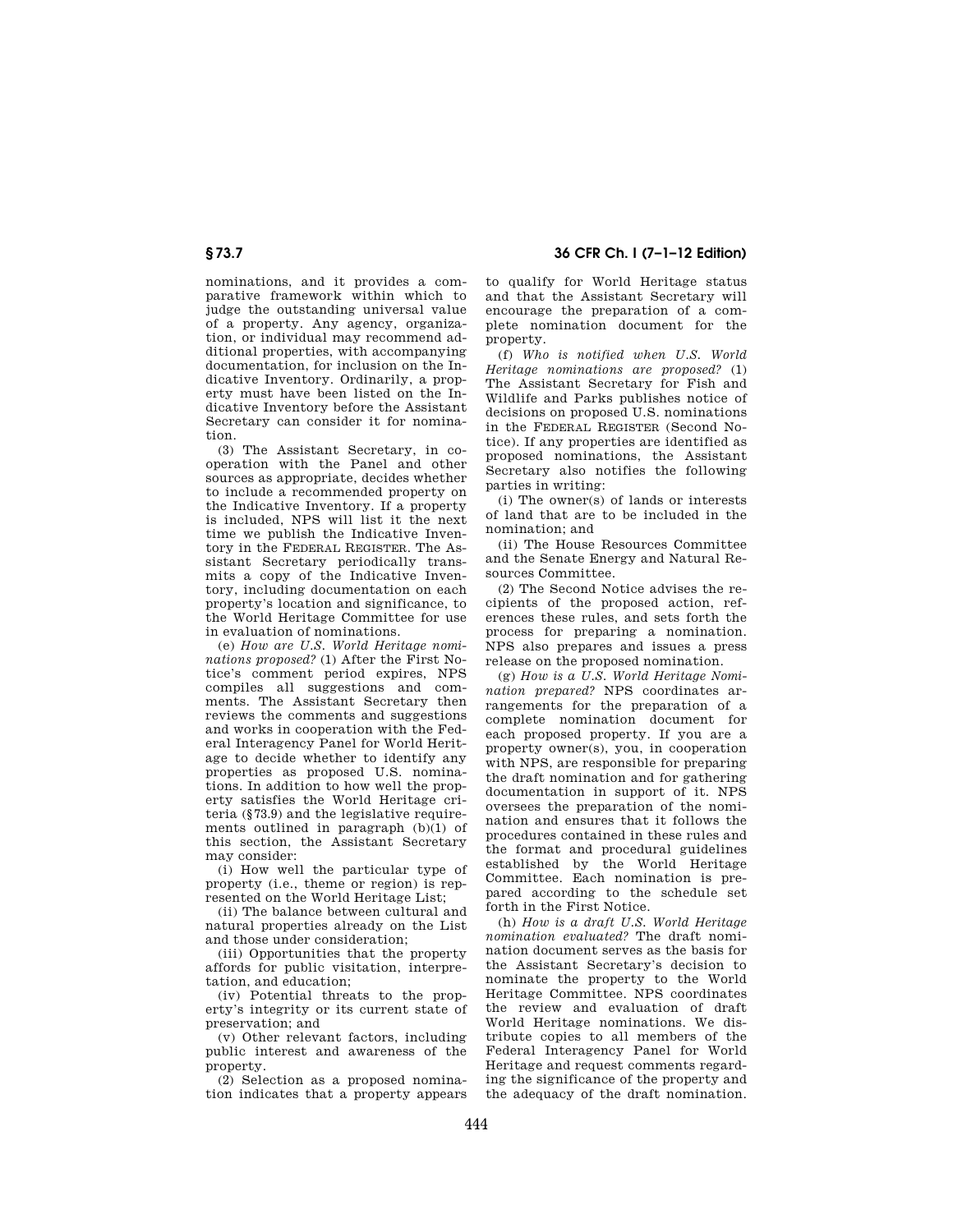nominations, and it provides a comparative framework within which to judge the outstanding universal value of a property. Any agency, organization, or individual may recommend additional properties, with accompanying documentation, for inclusion on the Indicative Inventory. Ordinarily, a property must have been listed on the Indicative Inventory before the Assistant Secretary can consider it for nomination.

(3) The Assistant Secretary, in cooperation with the Panel and other sources as appropriate, decides whether to include a recommended property on the Indicative Inventory. If a property is included, NPS will list it the next time we publish the Indicative Inventory in the FEDERAL REGISTER. The Assistant Secretary periodically transmits a copy of the Indicative Inventory, including documentation on each property's location and significance, to the World Heritage Committee for use in evaluation of nominations.

(e) *How are U.S. World Heritage nominations proposed?* (1) After the First Notice's comment period expires, NPS compiles all suggestions and comments. The Assistant Secretary then reviews the comments and suggestions and works in cooperation with the Federal Interagency Panel for World Heritage to decide whether to identify any properties as proposed U.S. nominations. In addition to how well the property satisfies the World Heritage criteria (§73.9) and the legislative requirements outlined in paragraph (b)(1) of this section, the Assistant Secretary may consider:

(i) How well the particular type of property (i.e., theme or region) is represented on the World Heritage List;

(ii) The balance between cultural and natural properties already on the List and those under consideration;

(iii) Opportunities that the property affords for public visitation, interpretation, and education;

(iv) Potential threats to the property's integrity or its current state of preservation; and

(v) Other relevant factors, including public interest and awareness of the property.

(2) Selection as a proposed nomination indicates that a property appears to qualify for World Heritage status and that the Assistant Secretary will encourage the preparation of a complete nomination document for the property.

(f) *Who is notified when U.S. World Heritage nominations are proposed?* (1) The Assistant Secretary for Fish and Wildlife and Parks publishes notice of decisions on proposed U.S. nominations in the FEDERAL REGISTER (Second Notice). If any properties are identified as proposed nominations, the Assistant Secretary also notifies the following parties in writing:

(i) The owner(s) of lands or interests of land that are to be included in the nomination; and

(ii) The House Resources Committee and the Senate Energy and Natural Resources Committee.

(2) The Second Notice advises the recipients of the proposed action, references these rules, and sets forth the process for preparing a nomination. NPS also prepares and issues a press release on the proposed nomination.

(g) *How is a U.S. World Heritage Nomination prepared?* NPS coordinates arrangements for the preparation of a complete nomination document for each proposed property. If you are a property owner(s), you, in cooperation with NPS, are responsible for preparing the draft nomination and for gathering documentation in support of it. NPS oversees the preparation of the nomination and ensures that it follows the procedures contained in these rules and the format and procedural guidelines established by the World Heritage Committee. Each nomination is prepared according to the schedule set forth in the First Notice.

(h) *How is a draft U.S. World Heritage nomination evaluated?* The draft nomination document serves as the basis for the Assistant Secretary's decision to nominate the property to the World Heritage Committee. NPS coordinates the review and evaluation of draft World Heritage nominations. We distribute copies to all members of the Federal Interagency Panel for World Heritage and request comments regarding the significance of the property and the adequacy of the draft nomination.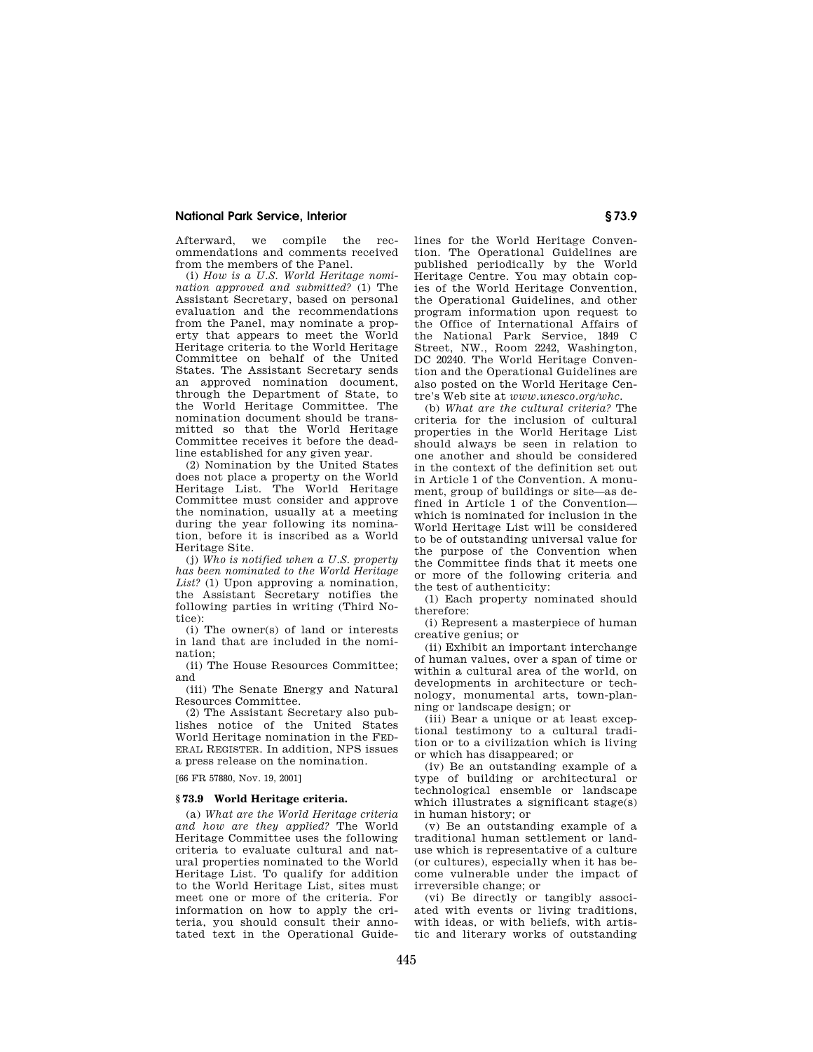Afterward, we compile the recommendations and comments received from the members of the Panel.

(i) *How is a U.S. World Heritage nomination approved and submitted?* (1) The Assistant Secretary, based on personal evaluation and the recommendations from the Panel, may nominate a property that appears to meet the World Heritage criteria to the World Heritage Committee on behalf of the United States. The Assistant Secretary sends an approved nomination document, through the Department of State, to the World Heritage Committee. The nomination document should be transmitted so that the World Heritage Committee receives it before the deadline established for any given year.

(2) Nomination by the United States does not place a property on the World Heritage List. The World Heritage Committee must consider and approve the nomination, usually at a meeting during the year following its nomination, before it is inscribed as a World Heritage Site.

(j) *Who is notified when a U.S. property has been nominated to the World Heritage List?* (1) Upon approving a nomination, the Assistant Secretary notifies the following parties in writing (Third Notice):

(i) The owner(s) of land or interests in land that are included in the nomination;

(ii) The House Resources Committee; and

(iii) The Senate Energy and Natural Resources Committee.

(2) The Assistant Secretary also publishes notice of the United States World Heritage nomination in the FEDERAL REGISTER. In addition, NPS issues a press release on the nomination.

[66 FR 57880, Nov. 19, 2001]

## § 73.9 World Heritage criteria.

(a) *What are the World Heritage criteria and how are they applied?* The World Heritage Committee uses the following criteria to evaluate cultural and natural properties nominated to the World Heritage List. To qualify for addition to the World Heritage List, sites must meet one or more of the criteria. For information on how to apply the criteria, you should consult their annotated text in the Operational Guidelines for the World Heritage Convention. The Operational Guidelines are published periodically by the World Heritage Centre. You may obtain copies of the World Heritage Convention, the Operational Guidelines, and other program information upon request to the Office of International Affairs of the National Park Service, 1849 C Street, NW., Room 2242, Washington, DC 20240. The World Heritage Convention and the Operational Guidelines are also posted on the World Heritage Centre's Web site at *www.unesco.org/whc.*

(b) *What are the cultural criteria?* The criteria for the inclusion of cultural properties in the World Heritage List should always be seen in relation to one another and should be considered in the context of the definition set out in Article 1 of the Convention. A monument, group of buildings or site—as defined in Article 1 of the Convention—which is nominated for inclusion in the World Heritage List will be considered to be of outstanding universal value for the purpose of the Convention when the Committee finds that it meets one or more of the following criteria and the test of authenticity:

(1) Each property nominated should therefore:

(i) Represent a masterpiece of human creative genius; or

(ii) Exhibit an important interchange of human values, over a span of time or within a cultural area of the world, on developments in architecture or technology, monumental arts, town-planning or landscape design; or

(iii) Bear a unique or at least exceptional testimony to a cultural tradition or to a civilization which is living or which has disappeared; or

(iv) Be an outstanding example of a type of building or architectural or technological ensemble or landscape which illustrates a significant stage(s) in human history; or

(v) Be an outstanding example of a traditional human settlement or land-use which is representative of a culture (or cultures), especially when it has become vulnerable under the impact of irreversible change; or

(vi) Be directly or tangibly associated with events or living traditions, with ideas, or with beliefs, with artistic and literary works of outstanding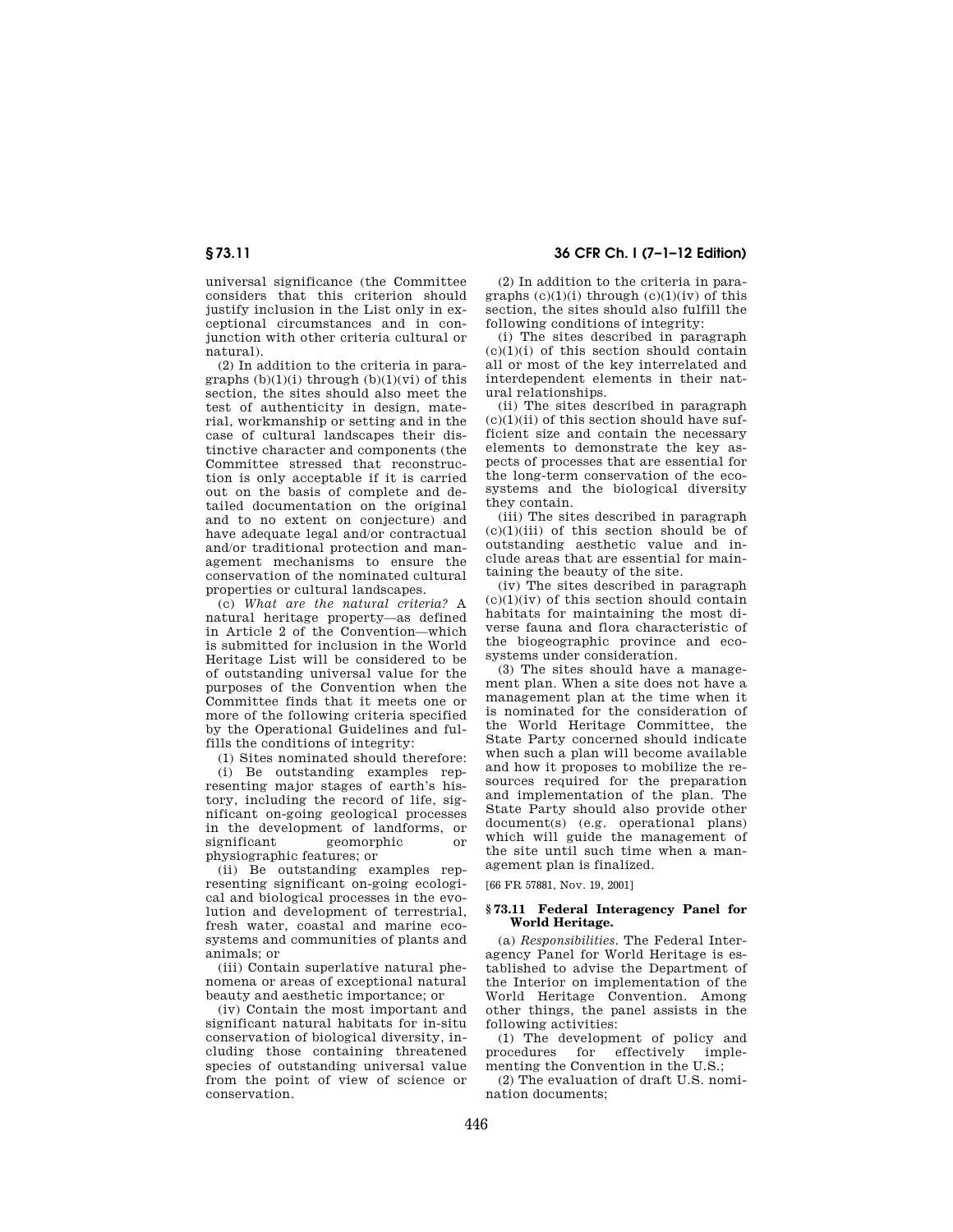universal significance (the Committee considers that this criterion should justify inclusion in the List only in exceptional circumstances and in conjunction with other criteria cultural or natural).

(2) In addition to the criteria in paragraphs (b)(1)(i) through (b)(1)(vi) of this section, the sites should also meet the test of authenticity in design, material, workmanship or setting and in the case of cultural landscapes their distinctive character and components (the Committee stressed that reconstruction is only acceptable if it is carried out on the basis of complete and detailed documentation on the original and to no extent on conjecture) and have adequate legal and/or contractual and/or traditional protection and management mechanisms to ensure the conservation of the nominated cultural properties or cultural landscapes.

(c) *What are the natural criteria?* A natural heritage property—as defined in Article 2 of the Convention—which is submitted for inclusion in the World Heritage List will be considered to be of outstanding universal value for the purposes of the Convention when the Committee finds that it meets one or more of the following criteria specified by the Operational Guidelines and fulfills the conditions of integrity:

(1) Sites nominated should therefore:

(i) Be outstanding examples representing major stages of earth's history, including the record of life, significant on-going geological processes in the development of landforms, or significant geomorphic or physiographic features; or

(ii) Be outstanding examples representing significant on-going ecological and biological processes in the evolution and development of terrestrial, fresh water, coastal and marine ecosystems and communities of plants and animals; or

(iii) Contain superlative natural phenomena or areas of exceptional natural beauty and aesthetic importance; or

(iv) Contain the most important and significant natural habitats for in-situ conservation of biological diversity, including those containing threatened species of outstanding universal value from the point of view of science or conservation.

(2) In addition to the criteria in paragraphs (c)(1)(i) through (c)(1)(iv) of this section, the sites should also fulfill the following conditions of integrity:

(i) The sites described in paragraph (c)(1)(i) of this section should contain all or most of the key interrelated and interdependent elements in their natural relationships.

(ii) The sites described in paragraph (c)(1)(ii) of this section should have sufficient size and contain the necessary elements to demonstrate the key aspects of processes that are essential for the long-term conservation of the ecosystems and the biological diversity they contain.

(iii) The sites described in paragraph (c)(1)(iii) of this section should be of outstanding aesthetic value and include areas that are essential for maintaining the beauty of the site.

(iv) The sites described in paragraph (c)(1)(iv) of this section should contain habitats for maintaining the most diverse fauna and flora characteristic of the biogeographic province and ecosystems under consideration.

(3) The sites should have a management plan. When a site does not have a management plan at the time when it is nominated for the consideration of the World Heritage Committee, the State Party concerned should indicate when such a plan will become available and how it proposes to mobilize the resources required for the preparation and implementation of the plan. The State Party should also provide other document(s) (e.g. operational plans) which will guide the management of the site until such time when a management plan is finalized.

[66 FR 57881, Nov. 19, 2001]

### § 73.11 Federal Interagency Panel for World Heritage.

(a) *Responsibilities.* The Federal Interagency Panel for World Heritage is established to advise the Department of the Interior on implementation of the World Heritage Convention. Among other things, the panel assists in the following activities:

(1) The development of policy and procedures for effectively implementing the Convention in the U.S.;

(2) The evaluation of draft U.S. nomination documents;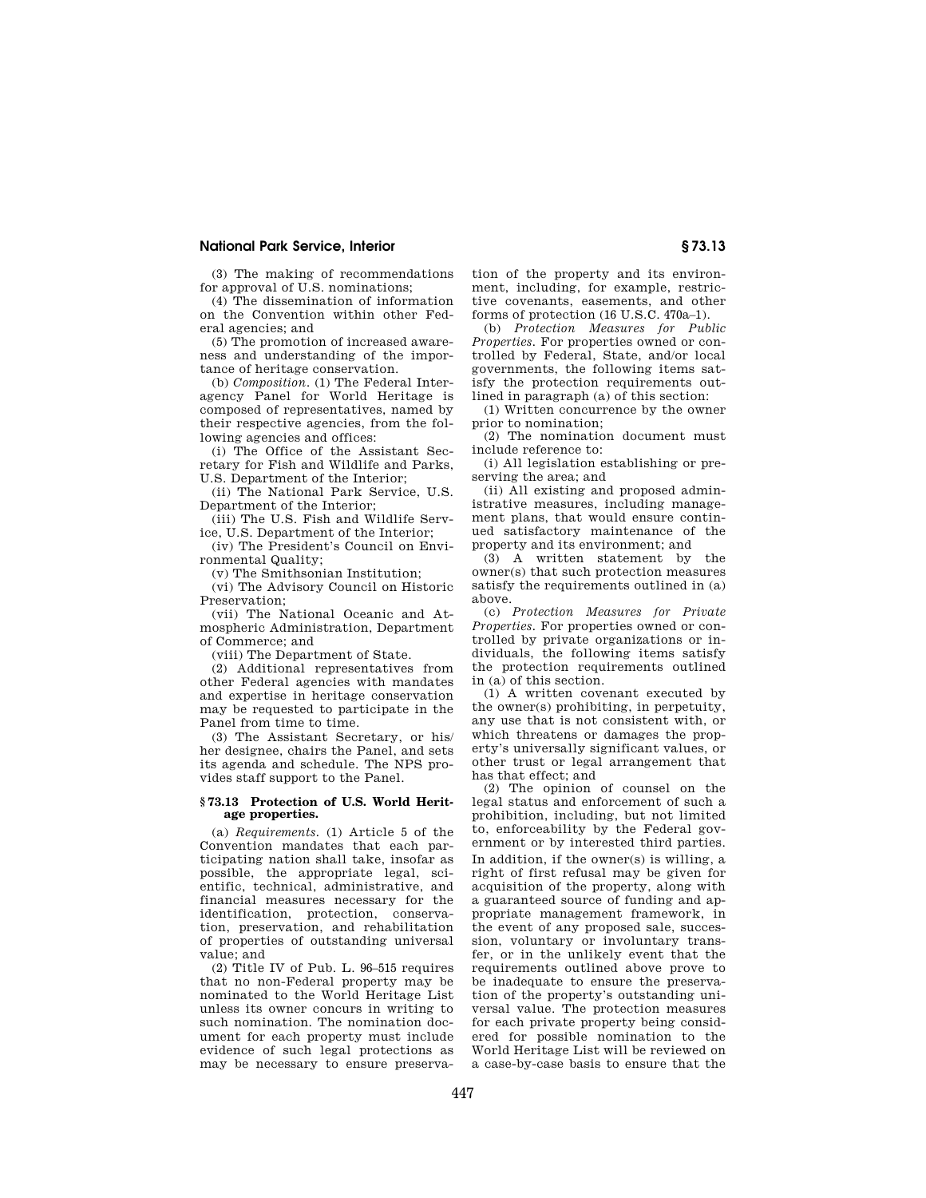(3) The making of recommendations for approval of U.S. nominations;

(4) The dissemination of information on the Convention within other Federal agencies; and

(5) The promotion of increased awareness and understanding of the importance of heritage conservation.

(b) *Composition.* (1) The Federal Interagency Panel for World Heritage is composed of representatives, named by their respective agencies, from the following agencies and offices:

(i) The Office of the Assistant Secretary for Fish and Wildlife and Parks, U.S. Department of the Interior;

(ii) The National Park Service, U.S. Department of the Interior;

(iii) The U.S. Fish and Wildlife Service, U.S. Department of the Interior;

(iv) The President's Council on Environmental Quality;

(v) The Smithsonian Institution;

(vi) The Advisory Council on Historic Preservation;

(vii) The National Oceanic and Atmospheric Administration, Department of Commerce; and

(viii) The Department of State.

(2) Additional representatives from other Federal agencies with mandates and expertise in heritage conservation may be requested to participate in the Panel from time to time.

(3) The Assistant Secretary, or his/her designee, chairs the Panel, and sets its agenda and schedule. The NPS provides staff support to the Panel.

### § 73.13 Protection of U.S. World Heritage properties.

(a) *Requirements.* (1) Article 5 of the Convention mandates that each participating nation shall take, insofar as possible, the appropriate legal, scientific, technical, administrative, and financial measures necessary for the identification, protection, conservation, preservation, and rehabilitation of properties of outstanding universal value; and

(2) Title IV of Pub. L. 96–515 requires that no non-Federal property may be nominated to the World Heritage List unless its owner concurs in writing to such nomination. The nomination document for each property must include evidence of such legal protections as may be necessary to ensure preservation of the property and its environment, including, for example, restrictive covenants, easements, and other forms of protection (16 U.S.C. 470a–1).

(b) *Protection Measures for Public Properties.* For properties owned or controlled by Federal, State, and/or local governments, the following items satisfy the protection requirements outlined in paragraph (a) of this section:

(1) Written concurrence by the owner prior to nomination;

(2) The nomination document must include reference to:

(i) All legislation establishing or preserving the area; and

(ii) All existing and proposed administrative measures, including management plans, that would ensure continued satisfactory maintenance of the property and its environment; and

(3) A written statement by the owner(s) that such protection measures satisfy the requirements outlined in (a) above.

(c) *Protection Measures for Private Properties.* For properties owned or controlled by private organizations or individuals, the following items satisfy the protection requirements outlined in (a) of this section.

(1) A written covenant executed by the owner(s) prohibiting, in perpetuity, any use that is not consistent with, or which threatens or damages the property's universally significant values, or other trust or legal arrangement that has that effect; and

(2) The opinion of counsel on the legal status and enforcement of such a prohibition, including, but not limited to, enforceability by the Federal government or by interested third parties.

In addition, if the owner(s) is willing, a right of first refusal may be given for acquisition of the property, along with a guaranteed source of funding and appropriate management framework, in the event of any proposed sale, succession, voluntary or involuntary transfer, or in the unlikely event that the requirements outlined above prove to be inadequate to ensure the preservation of the property's outstanding universal value. The protection measures for each private property being considered for possible nomination to the World Heritage List will be reviewed on a case-by-case basis to ensure that the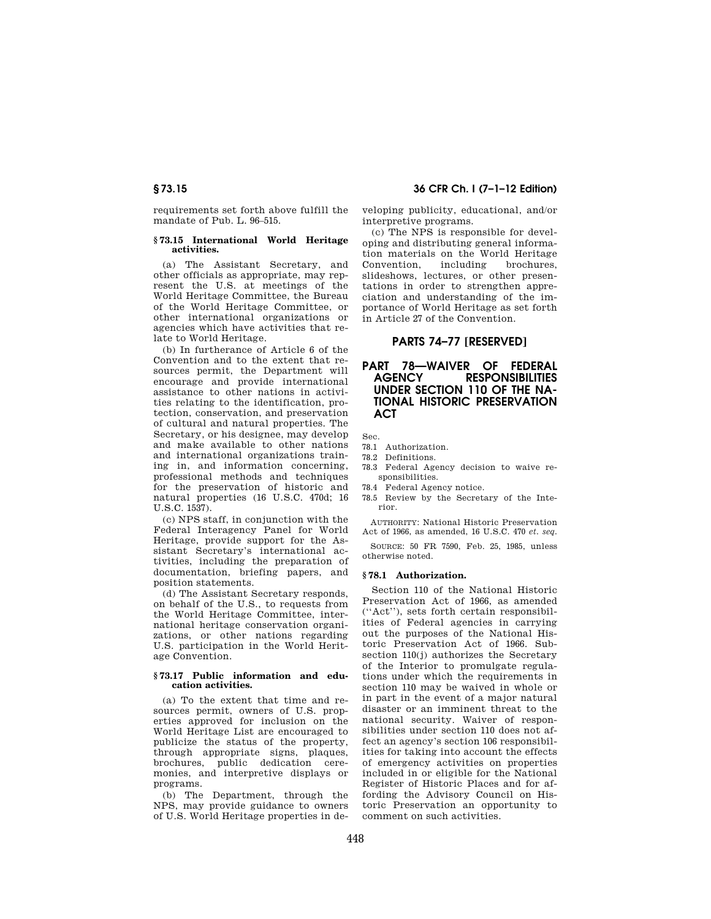requirements set forth above fulfill the mandate of Pub. L. 96–515.

### § 73.15 International World Heritage activities.

(a) The Assistant Secretary, and other officials as appropriate, may represent the U.S. at meetings of the World Heritage Committee, the Bureau of the World Heritage Committee, or other international organizations or agencies which have activities that relate to World Heritage.

(b) In furtherance of Article 6 of the Convention and to the extent that resources permit, the Department will encourage and provide international assistance to other nations in activities relating to the identification, protection, conservation, and preservation of cultural and natural properties. The Secretary, or his designee, may develop and make available to other nations and international organizations training in, and information concerning, professional methods and techniques for the preservation of historic and natural properties (16 U.S.C. 470d; 16 U.S.C. 1537).

(c) NPS staff, in conjunction with the Federal Interagency Panel for World Heritage, provide support for the Assistant Secretary's international activities, including the preparation of documentation, briefing papers, and position statements.

(d) The Assistant Secretary responds, on behalf of the U.S., to requests from the World Heritage Committee, international heritage conservation organizations, or other nations regarding U.S. participation in the World Heritage Convention.

### § 73.17 Public information and education activities.

(a) To the extent that time and resources permit, owners of U.S. properties approved for inclusion on the World Heritage List are encouraged to publicize the status of the property, through appropriate signs, plaques, brochures, public dedication ceremonies, and interpretive displays or programs.

(b) The Department, through the NPS, may provide guidance to owners of U.S. World Heritage properties in developing publicity, educational, and/or interpretive programs.

(c) The NPS is responsible for developing and distributing general information materials on the World Heritage Convention, including brochures, slideshows, lectures, or other presentations in order to strengthen appreciation and understanding of the importance of World Heritage as set forth in Article 27 of the Convention.

## PARTS 74–77 [RESERVED]

## PART 78—WAIVER OF FEDERAL AGENCY RESPONSIBILITIES UNDER SECTION 110 OF THE NATIONAL HISTORIC PRESERVATION ACT

Sec.

78.1 Authorization.

78.2 Definitions.

78.3 Federal Agency decision to waive responsibilities.

78.4 Federal Agency notice.

78.5 Review by the Secretary of the Interior.

AUTHORITY: National Historic Preservation Act of 1966, as amended, 16 U.S.C. 470 *et. seq.*

SOURCE: 50 FR 7590, Feb. 25, 1985, unless otherwise noted.

### § 78.1 Authorization.

Section 110 of the National Historic Preservation Act of 1966, as amended (''Act''), sets forth certain responsibilities of Federal agencies in carrying out the purposes of the National Historic Preservation Act of 1966. Subsection 110(j) authorizes the Secretary of the Interior to promulgate regulations under which the requirements in section 110 may be waived in whole or in part in the event of a major natural disaster or an imminent threat to the national security. Waiver of responsibilities under section 110 does not affect an agency's section 106 responsibilities for taking into account the effects of emergency activities on properties included in or eligible for the National Register of Historic Places and for affording the Advisory Council on Historic Preservation an opportunity to comment on such activities.